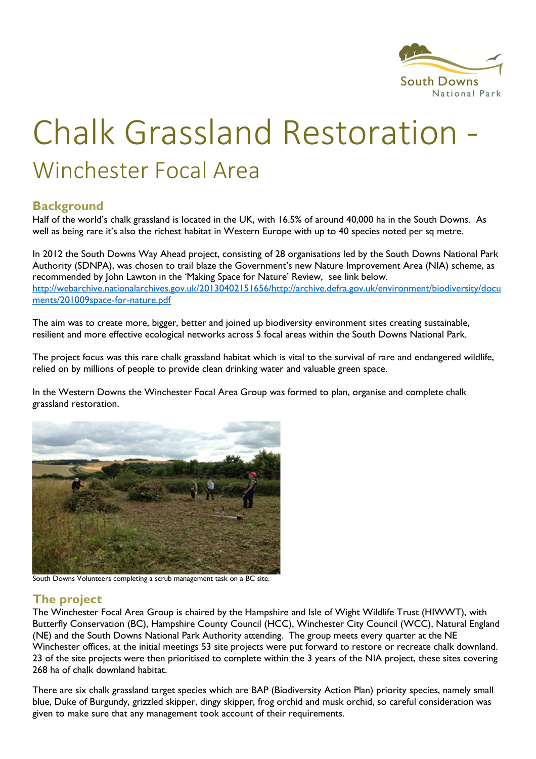# Chalk Grassland Restoration - Winchester Focal Area

## Background

Half of the world's chalk grassland is located in the UK, with 16.5% of around 40,000 ha in the South Downs. As well as being rare it's also the richest habitat in Western Europe with up to 40 species noted per sq metre.

In 2012 the South Downs Way Ahead project, consisting of 28 organisations led by the South Downs National Park Authority (SDNPA), was chosen to trail blaze the Government's new Nature Improvement Area (NIA) scheme, as recommended by John Lawton in the 'Making Space for Nature' Review, see link below.
http://webarchive.nationalarchives.gov.uk/20130402151656/http://archive.defra.gov.uk/environment/biodiversity/documents/201009space-for-nature.pdf

The aim was to create more, bigger, better and joined up biodiversity environment sites creating sustainable, resilient and more effective ecological networks across 5 focal areas within the South Downs National Park.

The project focus was this rare chalk grassland habitat which is vital to the survival of rare and endangered wildlife, relied on by millions of people to provide clean drinking water and valuable green space.

In the Western Downs the Winchester Focal Area Group was formed to plan, organise and complete chalk grassland restoration.

South Downs Volunteers completing a scrub management task on a BC site.

## The project

The Winchester Focal Area Group is chaired by the Hampshire and Isle of Wight Wildlife Trust (HIWWT), with Butterfly Conservation (BC), Hampshire County Council (HCC), Winchester City Council (WCC), Natural England (NE) and the South Downs National Park Authority attending. The group meets every quarter at the NE Winchester offices, at the initial meetings 53 site projects were put forward to restore or recreate chalk downland. 23 of the site projects were then prioritised to complete within the 3 years of the NIA project, these sites covering 268 ha of chalk downland habitat.

There are six chalk grassland target species which are BAP (Biodiversity Action Plan) priority species, namely small blue, Duke of Burgundy, grizzled skipper, dingy skipper, frog orchid and musk orchid, so careful consideration was given to make sure that any management took account of their requirements.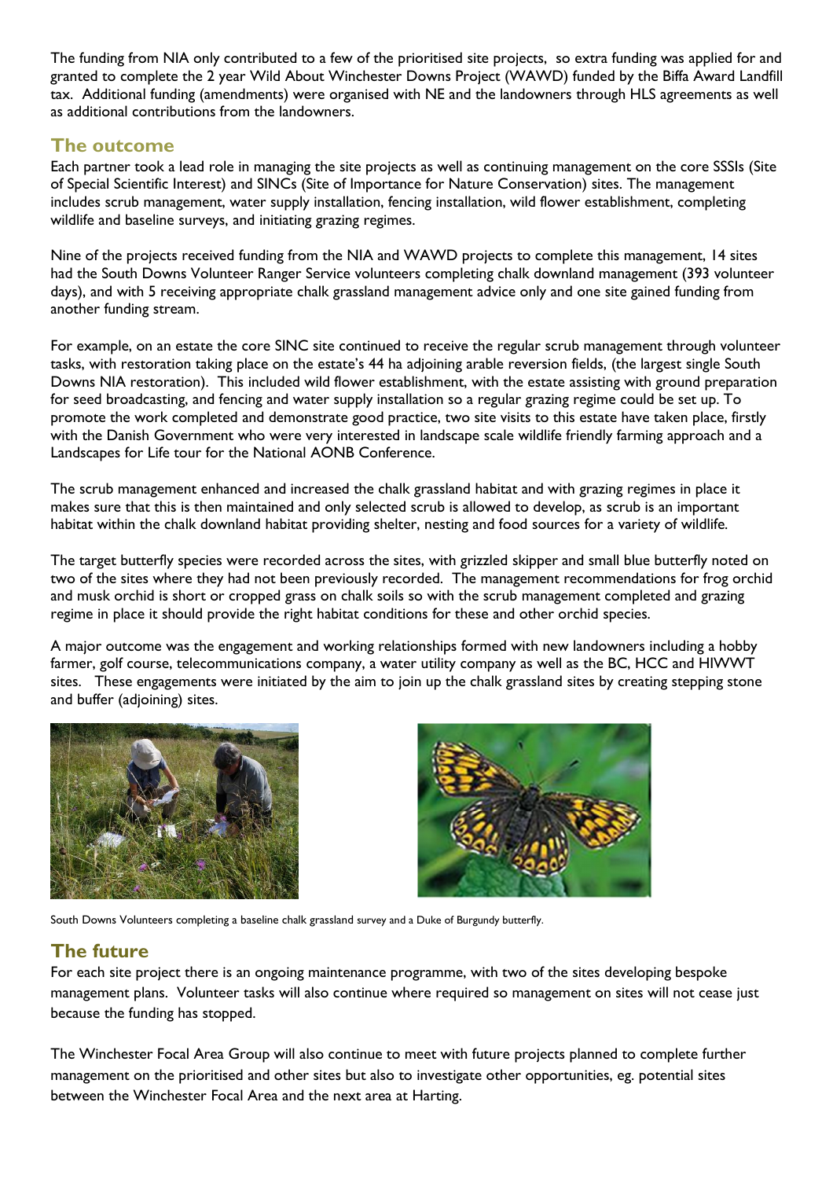The funding from NIA only contributed to a few of the prioritised site projects, so extra funding was applied for and granted to complete the 2 year Wild About Winchester Downs Project (WAWD) funded by the Biffa Award Landfill tax. Additional funding (amendments) were organised with NE and the landowners through HLS agreements as well as additional contributions from the landowners.

## The outcome

Each partner took a lead role in managing the site projects as well as continuing management on the core SSSIs (Site of Special Scientific Interest) and SINCs (Site of Importance for Nature Conservation) sites. The management includes scrub management, water supply installation, fencing installation, wild flower establishment, completing wildlife and baseline surveys, and initiating grazing regimes.

Nine of the projects received funding from the NIA and WAWD projects to complete this management, 14 sites had the South Downs Volunteer Ranger Service volunteers completing chalk downland management (393 volunteer days), and with 5 receiving appropriate chalk grassland management advice only and one site gained funding from another funding stream.

For example, on an estate the core SINC site continued to receive the regular scrub management through volunteer tasks, with restoration taking place on the estate's 44 ha adjoining arable reversion fields, (the largest single South Downs NIA restoration). This included wild flower establishment, with the estate assisting with ground preparation for seed broadcasting, and fencing and water supply installation so a regular grazing regime could be set up. To promote the work completed and demonstrate good practice, two site visits to this estate have taken place, firstly with the Danish Government who were very interested in landscape scale wildlife friendly farming approach and a Landscapes for Life tour for the National AONB Conference.

The scrub management enhanced and increased the chalk grassland habitat and with grazing regimes in place it makes sure that this is then maintained and only selected scrub is allowed to develop, as scrub is an important habitat within the chalk downland habitat providing shelter, nesting and food sources for a variety of wildlife.

The target butterfly species were recorded across the sites, with grizzled skipper and small blue butterfly noted on two of the sites where they had not been previously recorded. The management recommendations for frog orchid and musk orchid is short or cropped grass on chalk soils so with the scrub management completed and grazing regime in place it should provide the right habitat conditions for these and other orchid species.

A major outcome was the engagement and working relationships formed with new landowners including a hobby farmer, golf course, telecommunications company, a water utility company as well as the BC, HCC and HIWWT sites. These engagements were initiated by the aim to join up the chalk grassland sites by creating stepping stone and buffer (adjoining) sites.

South Downs Volunteers completing a baseline chalk grassland survey and a Duke of Burgundy butterfly.

## The future

For each site project there is an ongoing maintenance programme, with two of the sites developing bespoke management plans. Volunteer tasks will also continue where required so management on sites will not cease just because the funding has stopped.

The Winchester Focal Area Group will also continue to meet with future projects planned to complete further management on the prioritised and other sites but also to investigate other opportunities, eg. potential sites between the Winchester Focal Area and the next area at Harting.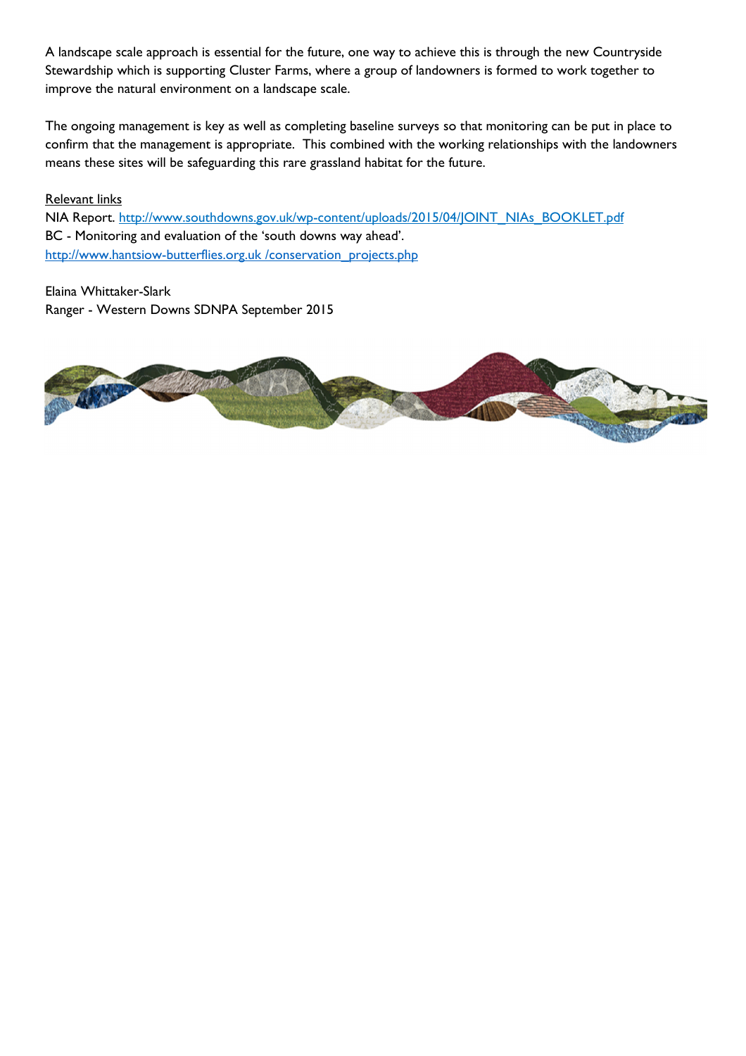A landscape scale approach is essential for the future, one way to achieve this is through the new Countryside Stewardship which is supporting Cluster Farms, where a group of landowners is formed to work together to improve the natural environment on a landscape scale.

The ongoing management is key as well as completing baseline surveys so that monitoring can be put in place to confirm that the management is appropriate. This combined with the working relationships with the landowners means these sites will be safeguarding this rare grassland habitat for the future.

Relevant links

NIA Report. http://www.southdowns.gov.uk/wp-content/uploads/2015/04/JOINT_NIAs_BOOKLET.pdf

BC - Monitoring and evaluation of the 'south downs way ahead'.

http://www.hantsiow-butterflies.org.uk /conservation_projects.php

Elaina Whittaker-Slark

Ranger - Western Downs SDNPA September 2015